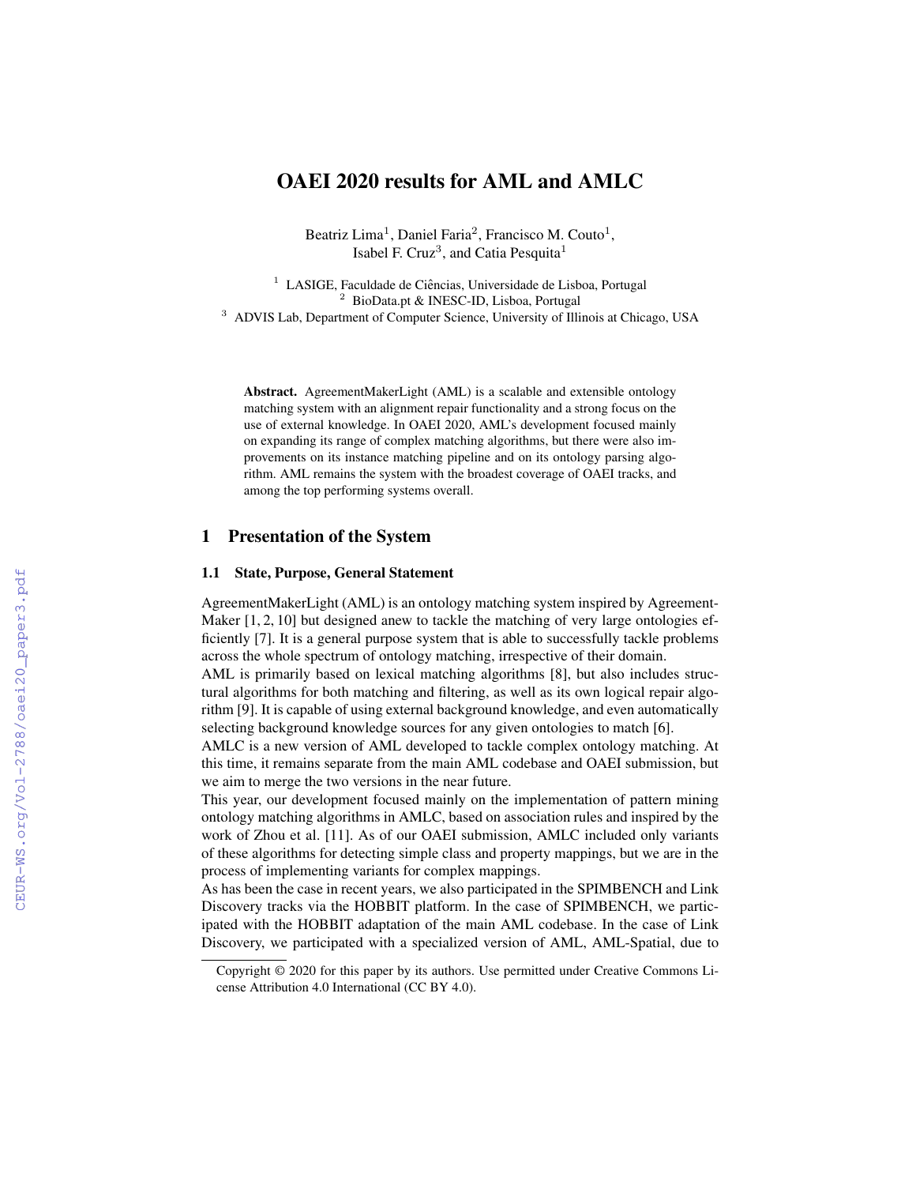# OAEI 2020 results for AML and AMLC

Beatriz Lima[1], Daniel Faria[2], Francisco M. Couto[1], Isabel F. Cruz[3], and Catia Pesquita[1]

[1] LASIGE, Faculdade de Ciências, Universidade de Lisboa, Portugal
[2] BioData.pt & INESC-ID, Lisboa, Portugal
[3] ADVIS Lab, Department of Computer Science, University of Illinois at Chicago, USA

**Abstract.** AgreementMakerLight (AML) is a scalable and extensible ontology matching system with an alignment repair functionality and a strong focus on the use of external knowledge. In OAEI 2020, AML's development focused mainly on expanding its range of complex matching algorithms, but there were also improvements on its instance matching pipeline and on its ontology parsing algorithm. AML remains the system with the broadest coverage of OAEI tracks, and among the top performing systems overall.

## 1 Presentation of the System

### 1.1 State, Purpose, General Statement

AgreementMakerLight (AML) is an ontology matching system inspired by AgreementMaker [1, 2, 10] but designed anew to tackle the matching of very large ontologies efficiently [7]. It is a general purpose system that is able to successfully tackle problems across the whole spectrum of ontology matching, irrespective of their domain.

AML is primarily based on lexical matching algorithms [8], but also includes structural algorithms for both matching and filtering, as well as its own logical repair algorithm [9]. It is capable of using external background knowledge, and even automatically selecting background knowledge sources for any given ontologies to match [6].

AMLC is a new version of AML developed to tackle complex ontology matching. At this time, it remains separate from the main AML codebase and OAEI submission, but we aim to merge the two versions in the near future.

This year, our development focused mainly on the implementation of pattern mining ontology matching algorithms in AMLC, based on association rules and inspired by the work of Zhou et al. [11]. As of our OAEI submission, AMLC included only variants of these algorithms for detecting simple class and property mappings, but we are in the process of implementing variants for complex mappings.

As has been the case in recent years, we also participated in the SPIMBENCH and Link Discovery tracks via the HOBBIT platform. In the case of SPIMBENCH, we participated with the HOBBIT adaptation of the main AML codebase. In the case of Link Discovery, we participated with a specialized version of AML, AML-Spatial, due to

Copyright © 2020 for this paper by its authors. Use permitted under Creative Commons License Attribution 4.0 International (CC BY 4.0).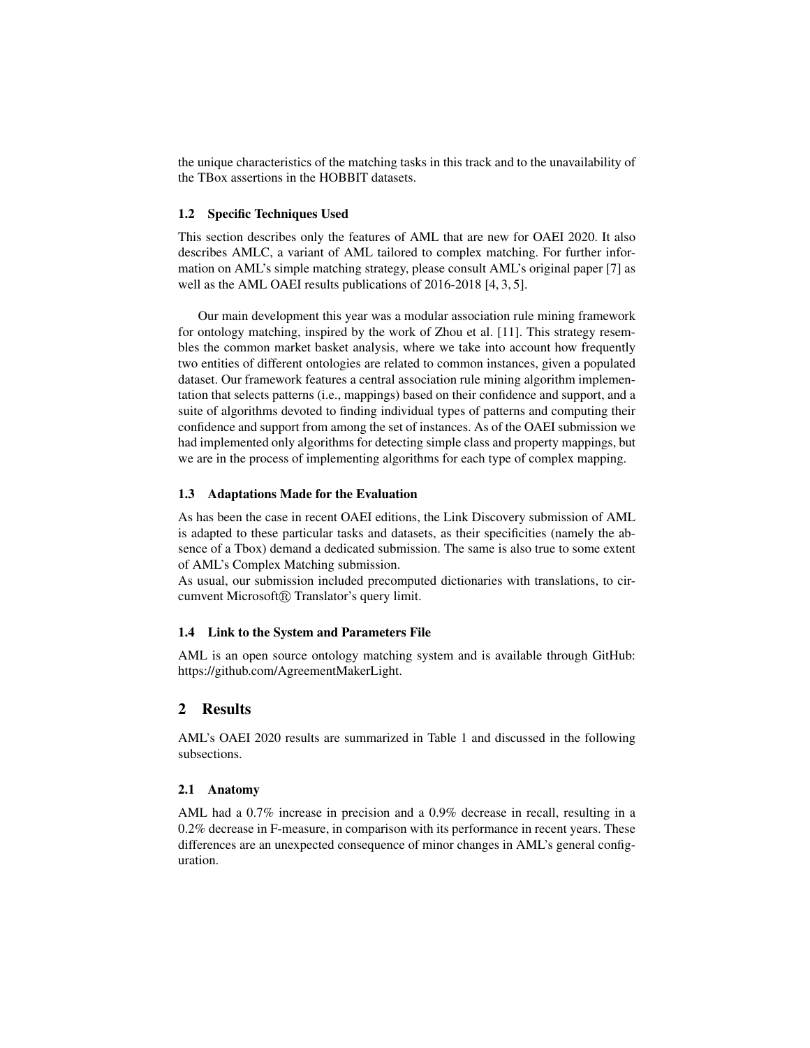the unique characteristics of the matching tasks in this track and to the unavailability of the TBox assertions in the HOBBIT datasets.

### 1.2 Specific Techniques Used

This section describes only the features of AML that are new for OAEI 2020. It also describes AMLC, a variant of AML tailored to complex matching. For further information on AML's simple matching strategy, please consult AML's original paper [7] as well as the AML OAEI results publications of 2016-2018 [4, 3, 5].

Our main development this year was a modular association rule mining framework for ontology matching, inspired by the work of Zhou et al. [11]. This strategy resembles the common market basket analysis, where we take into account how frequently two entities of different ontologies are related to common instances, given a populated dataset. Our framework features a central association rule mining algorithm implementation that selects patterns (i.e., mappings) based on their confidence and support, and a suite of algorithms devoted to finding individual types of patterns and computing their confidence and support from among the set of instances. As of the OAEI submission we had implemented only algorithms for detecting simple class and property mappings, but we are in the process of implementing algorithms for each type of complex mapping.

### 1.3 Adaptations Made for the Evaluation

As has been the case in recent OAEI editions, the Link Discovery submission of AML is adapted to these particular tasks and datasets, as their specificities (namely the absence of a Tbox) demand a dedicated submission. The same is also true to some extent of AML's Complex Matching submission.
As usual, our submission included precomputed dictionaries with translations, to circumvent Microsoft® Translator's query limit.

### 1.4 Link to the System and Parameters File

AML is an open source ontology matching system and is available through GitHub: https://github.com/AgreementMakerLight.

## 2 Results

AML's OAEI 2020 results are summarized in Table 1 and discussed in the following subsections.

### 2.1 Anatomy

AML had a 0.7% increase in precision and a 0.9% decrease in recall, resulting in a 0.2% decrease in F-measure, in comparison with its performance in recent years. These differences are an unexpected consequence of minor changes in AML's general configuration.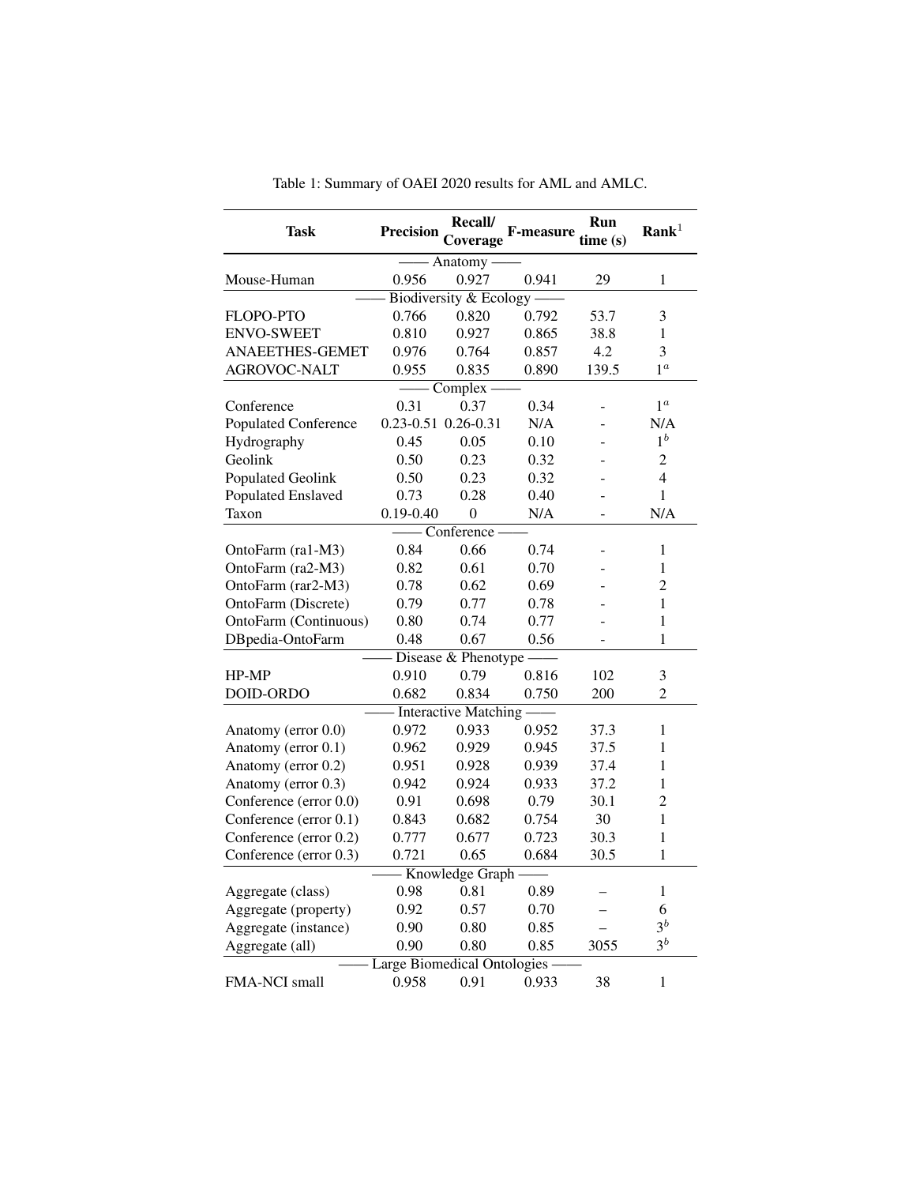Table 1: Summary of OAEI 2020 results for AML and AMLC.

| Task | Precision | Recall/ Coverage | F-measure | Run time (s) | Rank[1] |
|---|---|---|---|---|---|
| —— Anatomy —— | | | | | |
| Mouse-Human | 0.956 | 0.927 | 0.941 | 29 | 1 |
| —— Biodiversity & Ecology —— | | | | | |
| FLOPO-PTO | 0.766 | 0.820 | 0.792 | 53.7 | 3 |
| ENVO-SWEET | 0.810 | 0.927 | 0.865 | 38.8 | 1 |
| ANAEETHES-GEMET | 0.976 | 0.764 | 0.857 | 4.2 | 3 |
| AGROVOC-NALT | 0.955 | 0.835 | 0.890 | 139.5 | 1[a] |
| —— Complex —— | | | | | |
| Conference | 0.31 | 0.37 | 0.34 | - | 1[a] |
| Populated Conference | 0.23-0.51 | 0.26-0.31 | N/A | - | N/A |
| Hydrography | 0.45 | 0.05 | 0.10 | - | 1[b] |
| Geolink | 0.50 | 0.23 | 0.32 | - | 2 |
| Populated Geolink | 0.50 | 0.23 | 0.32 | - | 4 |
| Populated Enslaved | 0.73 | 0.28 | 0.40 | - | 1 |
| Taxon | 0.19-0.40 | 0 | N/A | - | N/A |
| —— Conference —— | | | | | |
| OntoFarm (ra1-M3) | 0.84 | 0.66 | 0.74 | - | 1 |
| OntoFarm (ra2-M3) | 0.82 | 0.61 | 0.70 | - | 1 |
| OntoFarm (rar2-M3) | 0.78 | 0.62 | 0.69 | - | 2 |
| OntoFarm (Discrete) | 0.79 | 0.77 | 0.78 | - | 1 |
| OntoFarm (Continuous) | 0.80 | 0.74 | 0.77 | - | 1 |
| DBpedia-OntoFarm | 0.48 | 0.67 | 0.56 | - | 1 |
| —— Disease & Phenotype —— | | | | | |
| HP-MP | 0.910 | 0.79 | 0.816 | 102 | 3 |
| DOID-ORDO | 0.682 | 0.834 | 0.750 | 200 | 2 |
| —— Interactive Matching —— | | | | | |
| Anatomy (error 0.0) | 0.972 | 0.933 | 0.952 | 37.3 | 1 |
| Anatomy (error 0.1) | 0.962 | 0.929 | 0.945 | 37.5 | 1 |
| Anatomy (error 0.2) | 0.951 | 0.928 | 0.939 | 37.4 | 1 |
| Anatomy (error 0.3) | 0.942 | 0.924 | 0.933 | 37.2 | 1 |
| Conference (error 0.0) | 0.91 | 0.698 | 0.79 | 30.1 | 2 |
| Conference (error 0.1) | 0.843 | 0.682 | 0.754 | 30 | 1 |
| Conference (error 0.2) | 0.777 | 0.677 | 0.723 | 30.3 | 1 |
| Conference (error 0.3) | 0.721 | 0.65 | 0.684 | 30.5 | 1 |
| —— Knowledge Graph —— | | | | | |
| Aggregate (class) | 0.98 | 0.81 | 0.89 | – | 1 |
| Aggregate (property) | 0.92 | 0.57 | 0.70 | – | 6 |
| Aggregate (instance) | 0.90 | 0.80 | 0.85 | – | 3[b] |
| Aggregate (all) | 0.90 | 0.80 | 0.85 | 3055 | 3[b] |
| —— Large Biomedical Ontologies —— | | | | | |
| FMA-NCI small | 0.958 | 0.91 | 0.933 | 38 | 1 |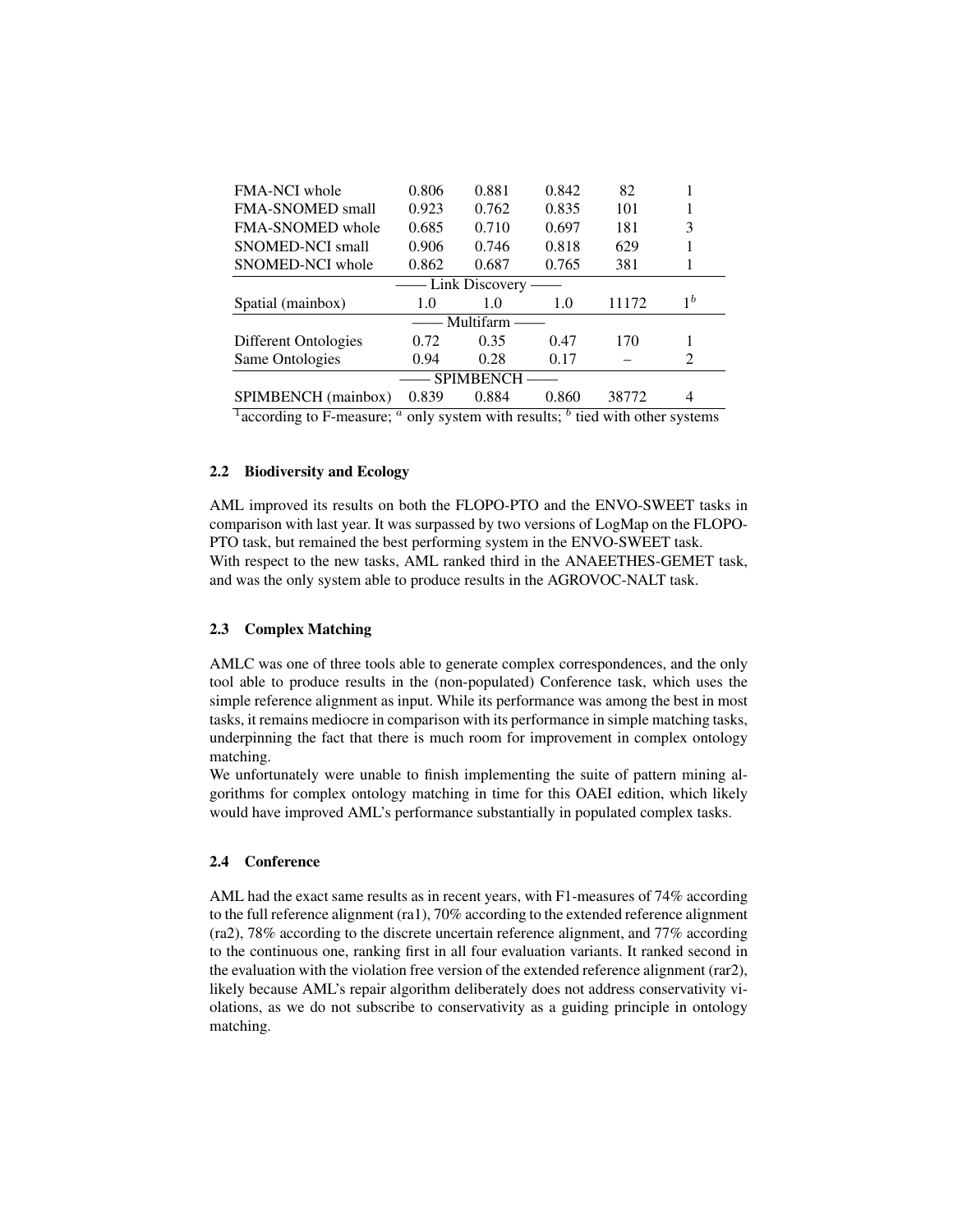| | | | | | |
|---|---|---|---|---|---|
| FMA-NCI whole | 0.806 | 0.881 | 0.842 | 82 | 1 |
| FMA-SNOMED small | 0.923 | 0.762 | 0.835 | 101 | 1 |
| FMA-SNOMED whole | 0.685 | 0.710 | 0.697 | 181 | 3 |
| SNOMED-NCI small | 0.906 | 0.746 | 0.818 | 629 | 1 |
| SNOMED-NCI whole | 0.862 | 0.687 | 0.765 | 381 | 1 |
| —— Link Discovery —— | | | | | |
| Spatial (mainbox) | 1.0 | 1.0 | 1.0 | 11172 | 1[b] |
| —— Multifarm —— | | | | | |
| Different Ontologies | 0.72 | 0.35 | 0.47 | 170 | 1 |
| Same Ontologies | 0.94 | 0.28 | 0.17 | – | 2 |
| —— SPIMBENCH —— | | | | | |
| SPIMBENCH (mainbox) | 0.839 | 0.884 | 0.860 | 38772 | 4 |

[1]according to F-measure; [a] only system with results; [b] tied with other systems

### 2.2 Biodiversity and Ecology

AML improved its results on both the FLOPO-PTO and the ENVO-SWEET tasks in comparison with last year. It was surpassed by two versions of LogMap on the FLOPO-PTO task, but remained the best performing system in the ENVO-SWEET task.
With respect to the new tasks, AML ranked third in the ANAEETHES-GEMET task, and was the only system able to produce results in the AGROVOC-NALT task.

### 2.3 Complex Matching

AMLC was one of three tools able to generate complex correspondences, and the only tool able to produce results in the (non-populated) Conference task, which uses the simple reference alignment as input. While its performance was among the best in most tasks, it remains mediocre in comparison with its performance in simple matching tasks, underpinning the fact that there is much room for improvement in complex ontology matching.
We unfortunately were unable to finish implementing the suite of pattern mining algorithms for complex ontology matching in time for this OAEI edition, which likely would have improved AML's performance substantially in populated complex tasks.

### 2.4 Conference

AML had the exact same results as in recent years, with F1-measures of 74% according to the full reference alignment (ra1), 70% according to the extended reference alignment (ra2), 78% according to the discrete uncertain reference alignment, and 77% according to the continuous one, ranking first in all four evaluation variants. It ranked second in the evaluation with the violation free version of the extended reference alignment (rar2), likely because AML's repair algorithm deliberately does not address conservativity violations, as we do not subscribe to conservativity as a guiding principle in ontology matching.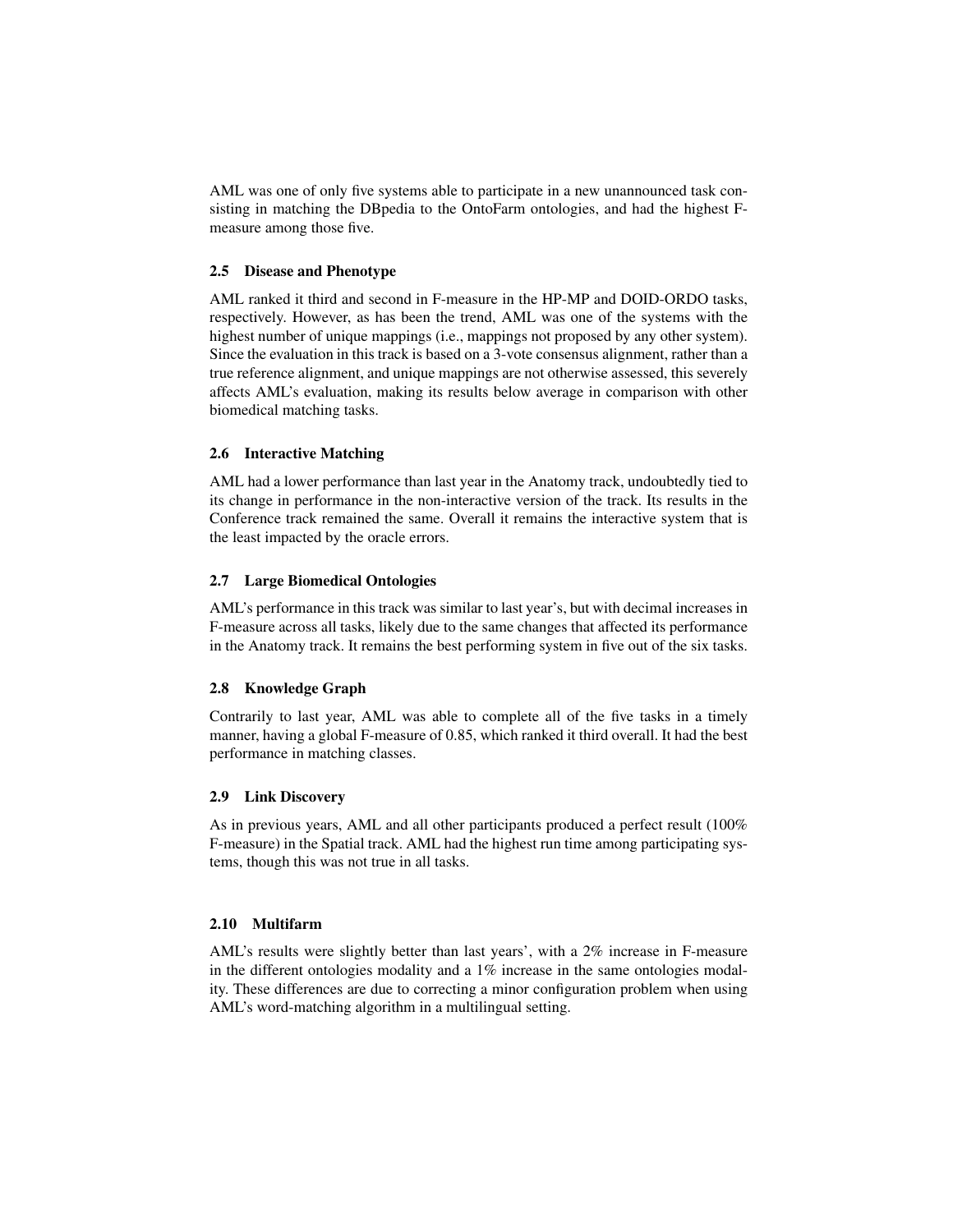AML was one of only five systems able to participate in a new unannounced task consisting in matching the DBpedia to the OntoFarm ontologies, and had the highest F-measure among those five.

### 2.5 Disease and Phenotype

AML ranked it third and second in F-measure in the HP-MP and DOID-ORDO tasks, respectively. However, as has been the trend, AML was one of the systems with the highest number of unique mappings (i.e., mappings not proposed by any other system). Since the evaluation in this track is based on a 3-vote consensus alignment, rather than a true reference alignment, and unique mappings are not otherwise assessed, this severely affects AML's evaluation, making its results below average in comparison with other biomedical matching tasks.

### 2.6 Interactive Matching

AML had a lower performance than last year in the Anatomy track, undoubtedly tied to its change in performance in the non-interactive version of the track. Its results in the Conference track remained the same. Overall it remains the interactive system that is the least impacted by the oracle errors.

### 2.7 Large Biomedical Ontologies

AML's performance in this track was similar to last year's, but with decimal increases in F-measure across all tasks, likely due to the same changes that affected its performance in the Anatomy track. It remains the best performing system in five out of the six tasks.

### 2.8 Knowledge Graph

Contrarily to last year, AML was able to complete all of the five tasks in a timely manner, having a global F-measure of 0.85, which ranked it third overall. It had the best performance in matching classes.

### 2.9 Link Discovery

As in previous years, AML and all other participants produced a perfect result (100% F-measure) in the Spatial track. AML had the highest run time among participating systems, though this was not true in all tasks.

### 2.10 Multifarm

AML's results were slightly better than last years', with a 2% increase in F-measure in the different ontologies modality and a 1% increase in the same ontologies modality. These differences are due to correcting a minor configuration problem when using AML's word-matching algorithm in a multilingual setting.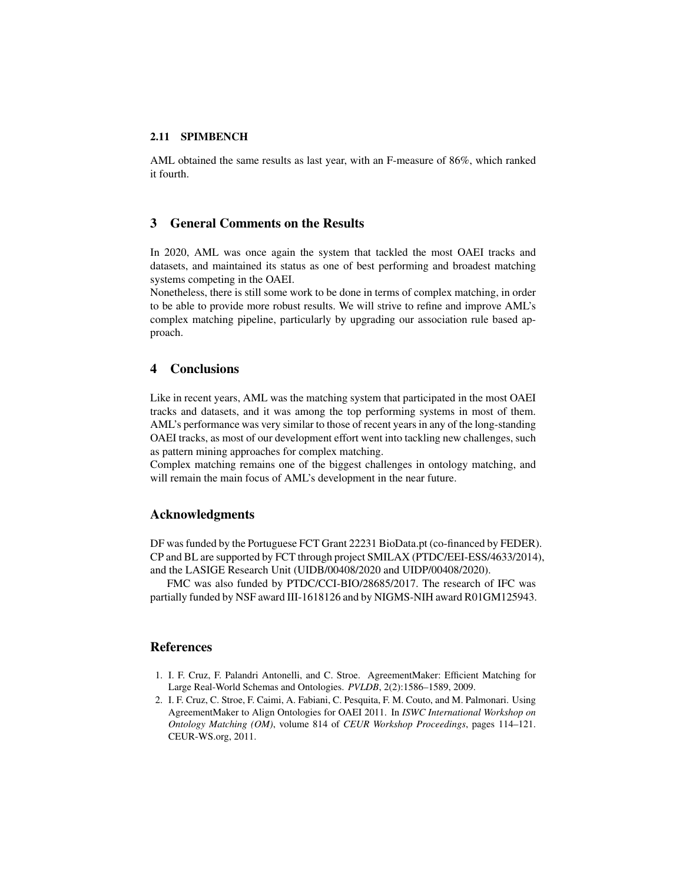### 2.11 SPIMBENCH

AML obtained the same results as last year, with an F-measure of 86%, which ranked it fourth.

## 3 General Comments on the Results

In 2020, AML was once again the system that tackled the most OAEI tracks and datasets, and maintained its status as one of best performing and broadest matching systems competing in the OAEI.
Nonetheless, there is still some work to be done in terms of complex matching, in order to be able to provide more robust results. We will strive to refine and improve AML's complex matching pipeline, particularly by upgrading our association rule based approach.

## 4 Conclusions

Like in recent years, AML was the matching system that participated in the most OAEI tracks and datasets, and it was among the top performing systems in most of them. AML's performance was very similar to those of recent years in any of the long-standing OAEI tracks, as most of our development effort went into tackling new challenges, such as pattern mining approaches for complex matching.
Complex matching remains one of the biggest challenges in ontology matching, and will remain the main focus of AML's development in the near future.

## Acknowledgments

DF was funded by the Portuguese FCT Grant 22231 BioData.pt (co-financed by FEDER). CP and BL are supported by FCT through project SMILAX (PTDC/EEI-ESS/4633/2014), and the LASIGE Research Unit (UIDB/00408/2020 and UIDP/00408/2020).

FMC was also funded by PTDC/CCI-BIO/28685/2017. The research of IFC was partially funded by NSF award III-1618126 and by NIGMS-NIH award R01GM125943.

## References

1. I. F. Cruz, F. Palandri Antonelli, and C. Stroe. AgreementMaker: Efficient Matching for Large Real-World Schemas and Ontologies. *PVLDB*, 2(2):1586–1589, 2009.
2. I. F. Cruz, C. Stroe, F. Caimi, A. Fabiani, C. Pesquita, F. M. Couto, and M. Palmonari. Using AgreementMaker to Align Ontologies for OAEI 2011. In *ISWC International Workshop on Ontology Matching (OM)*, volume 814 of *CEUR Workshop Proceedings*, pages 114–121. CEUR-WS.org, 2011.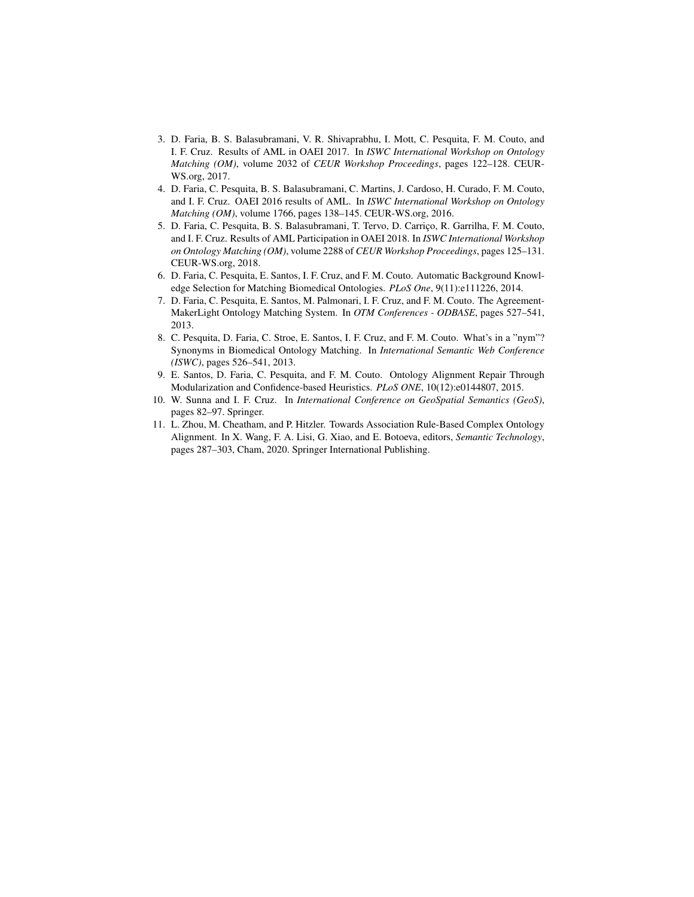3. D. Faria, B. S. Balasubramani, V. R. Shivaprabhu, I. Mott, C. Pesquita, F. M. Couto, and I. F. Cruz. Results of AML in OAEI 2017. In *ISWC International Workshop on Ontology Matching (OM)*, volume 2032 of *CEUR Workshop Proceedings*, pages 122–128. CEUR-WS.org, 2017.
4. D. Faria, C. Pesquita, B. S. Balasubramani, C. Martins, J. Cardoso, H. Curado, F. M. Couto, and I. F. Cruz. OAEI 2016 results of AML. In *ISWC International Workshop on Ontology Matching (OM)*, volume 1766, pages 138–145. CEUR-WS.org, 2016.
5. D. Faria, C. Pesquita, B. S. Balasubramani, T. Tervo, D. Carriço, R. Garrilha, F. M. Couto, and I. F. Cruz. Results of AML Participation in OAEI 2018. In *ISWC International Workshop on Ontology Matching (OM)*, volume 2288 of *CEUR Workshop Proceedings*, pages 125–131. CEUR-WS.org, 2018.
6. D. Faria, C. Pesquita, E. Santos, I. F. Cruz, and F. M. Couto. Automatic Background Knowledge Selection for Matching Biomedical Ontologies. *PLoS One*, 9(11):e111226, 2014.
7. D. Faria, C. Pesquita, E. Santos, M. Palmonari, I. F. Cruz, and F. M. Couto. The AgreementMakerLight Ontology Matching System. In *OTM Conferences - ODBASE*, pages 527–541, 2013.
8. C. Pesquita, D. Faria, C. Stroe, E. Santos, I. F. Cruz, and F. M. Couto. What's in a "nym"? Synonyms in Biomedical Ontology Matching. In *International Semantic Web Conference (ISWC)*, pages 526–541, 2013.
9. E. Santos, D. Faria, C. Pesquita, and F. M. Couto. Ontology Alignment Repair Through Modularization and Confidence-based Heuristics. *PLoS ONE*, 10(12):e0144807, 2015.
10. W. Sunna and I. F. Cruz. In *International Conference on GeoSpatial Semantics (GeoS)*, pages 82–97. Springer.
11. L. Zhou, M. Cheatham, and P. Hitzler. Towards Association Rule-Based Complex Ontology Alignment. In X. Wang, F. A. Lisi, G. Xiao, and E. Botoeva, editors, *Semantic Technology*, pages 287–303, Cham, 2020. Springer International Publishing.